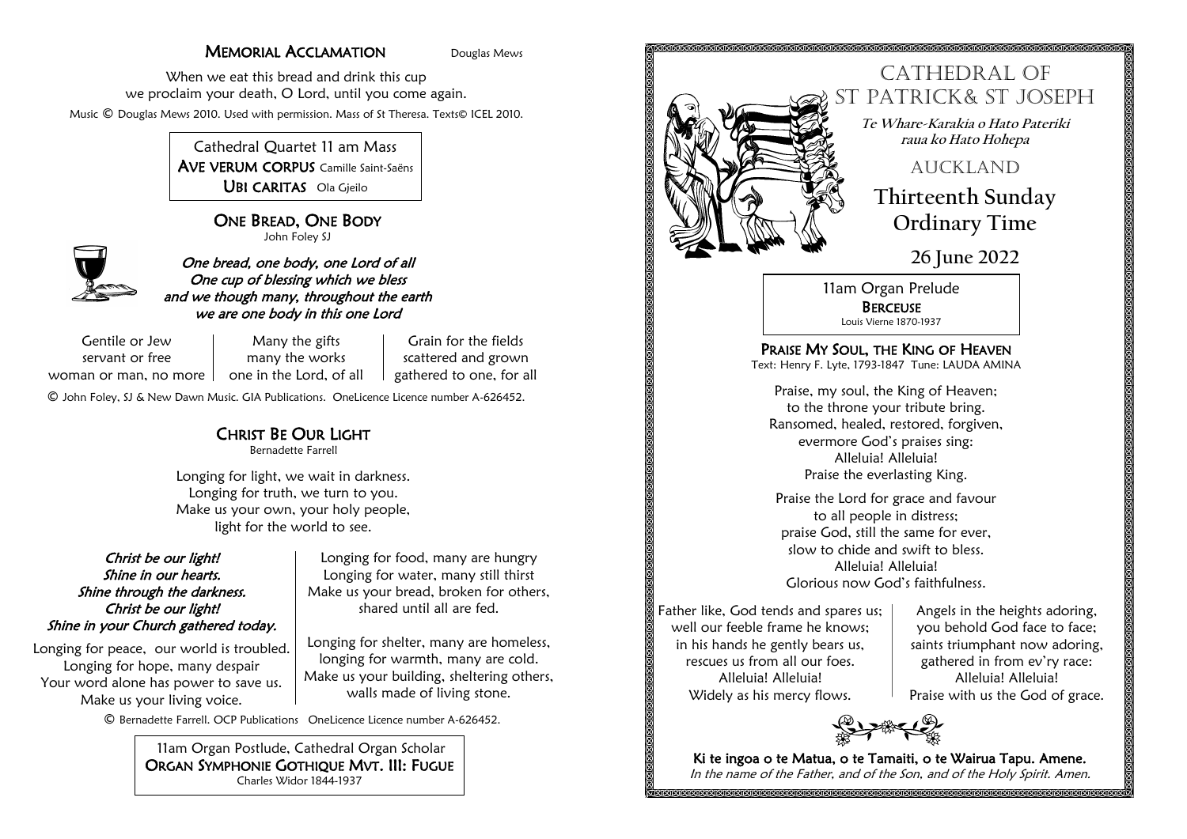## Memorial Acclamation

Douglas Mews

When we eat this bread and drink this cup
we proclaim your death, O Lord, until you come again.

Music © Douglas Mews 2010. Used with permission. Mass of St Theresa. Texts© ICEL 2010.

Cathedral Quartet 11 am Mass
**Ave verum corpus** Camille Saint-Saëns
**Ubi caritas** Ola Gjeilo

## One Bread, One Body

John Foley SJ

*One bread, one body, one Lord of all*
*One cup of blessing which we bless*
*and we though many, throughout the earth*
*we are one body in this one Lord*

Gentile or Jew
servant or free
woman or man, no more

Many the gifts
many the works
one in the Lord, of all

Grain for the fields
scattered and grown
gathered to one, for all

© John Foley, SJ & New Dawn Music. GIA Publications. OneLicence Licence number A-626452.

## Christ Be Our Light

Bernadette Farrell

Longing for light, we wait in darkness.
Longing for truth, we turn to you.
Make us your own, your holy people,
light for the world to see.

*Christ be our light!*
*Shine in our hearts.*
*Shine through the darkness.*
*Christ be our light!*
*Shine in your Church gathered today.*

Longing for peace, our world is troubled.
Longing for hope, many despair
Your word alone has power to save us.
Make us your living voice.

Longing for food, many are hungry
Longing for water, many still thirst
Make us your bread, broken for others,
shared until all are fed.

Longing for shelter, many are homeless,
longing for warmth, many are cold.
Make us your building, sheltering others,
walls made of living stone.

© Bernadette Farrell. OCP Publications OneLicence Licence number A-626452.

11am Organ Postlude, Cathedral Organ Scholar
**Organ Symphonie Gothique Mvt. III: Fugue**
Charles Widor 1844-1937

# Cathedral of St Patrick& St Joseph

***Te Whare-Karakia o Hato Pateriki raua ko Hato Hohepa***

## Auckland

## Thirteenth Sunday Ordinary Time

## 26 June 2022

11am Organ Prelude
**Berceuse**
Louis Vierne 1870-1937

## Praise My Soul, the King of Heaven

Text: Henry F. Lyte, 1793-1847 Tune: LAUDA AMINA

Praise, my soul, the King of Heaven;
to the throne your tribute bring.
Ransomed, healed, restored, forgiven,
evermore God's praises sing:
Alleluia! Alleluia!
Praise the everlasting King.

Praise the Lord for grace and favour
to all people in distress;
praise God, still the same for ever,
slow to chide and swift to bless.
Alleluia! Alleluia!
Glorious now God's faithfulness.

Father like, God tends and spares us;
well our feeble frame he knows;
in his hands he gently bears us,
rescues us from all our foes.
Alleluia! Alleluia!
Widely as his mercy flows.

Angels in the heights adoring,
you behold God face to face;
saints triumphant now adoring,
gathered in from ev'ry race:
Alleluia! Alleluia!
Praise with us the God of grace.

**Ki te ingoa o te Matua, o te Tamaiti, o te Wairua Tapu. Amene.**
*In the name of the Father, and of the Son, and of the Holy Spirit. Amen.*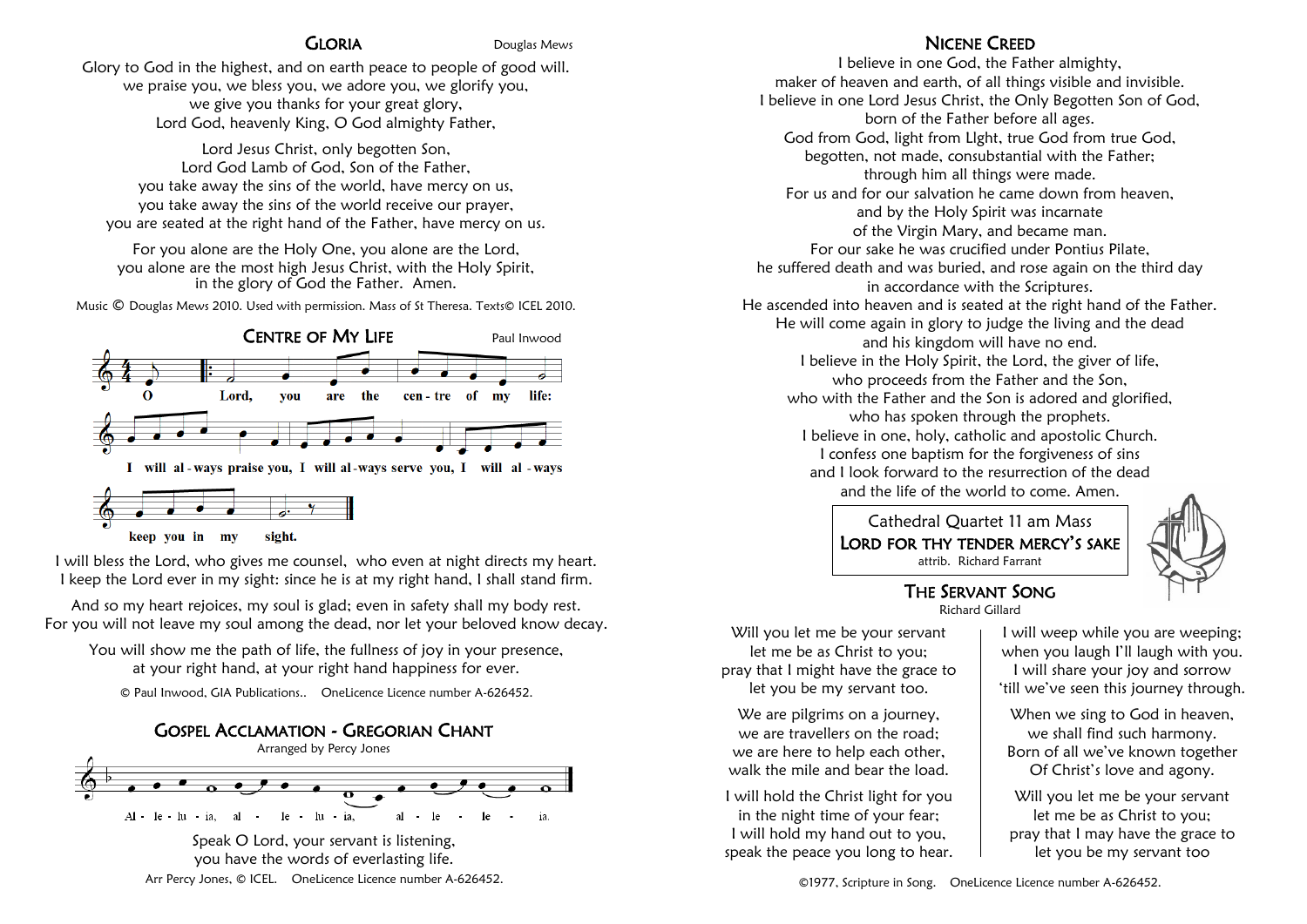## Gloria

Douglas Mews

Glory to God in the highest, and on earth peace to people of good will.
we praise you, we bless you, we adore you, we glorify you,
we give you thanks for your great glory,
Lord God, heavenly King, O God almighty Father,

Lord Jesus Christ, only begotten Son,
Lord God Lamb of God, Son of the Father,
you take away the sins of the world, have mercy on us,
you take away the sins of the world receive our prayer,
you are seated at the right hand of the Father, have mercy on us.

For you alone are the Holy One, you alone are the Lord,
you alone are the most high Jesus Christ, with the Holy Spirit,
in the glory of God the Father. Amen.

Music © Douglas Mews 2010. Used with permission. Mass of St Theresa. Texts© ICEL 2010.

## Centre of My Life

Paul Inwood

O Lord, you are the centre of my life:
I will always praise you, I will always serve you, I will always keep you in my sight.

I will bless the Lord, who gives me counsel, who even at night directs my heart.
I keep the Lord ever in my sight: since he is at my right hand, I shall stand firm.

And so my heart rejoices, my soul is glad; even in safety shall my body rest.
For you will not leave my soul among the dead, nor let your beloved know decay.

You will show me the path of life, the fullness of joy in your presence,
at your right hand, at your right hand happiness for ever.

© Paul Inwood, GIA Publications.. OneLicence Licence number A-626452.

## Gospel Acclamation - Gregorian Chant

Arranged by Percy Jones

Al - le - lu - ia, al - le - lu - ia, al - le - le - ia.

Speak O Lord, your servant is listening,
you have the words of everlasting life.

Arr Percy Jones, © ICEL. OneLicence Licence number A-626452.

## Nicene Creed

I believe in one God, the Father almighty,
maker of heaven and earth, of all things visible and invisible.
I believe in one Lord Jesus Christ, the Only Begotten Son of God,
born of the Father before all ages.
God from God, light from LIght, true God from true God,
begotten, not made, consubstantial with the Father;
through him all things were made.
For us and for our salvation he came down from heaven,
and by the Holy Spirit was incarnate
of the Virgin Mary, and became man.
For our sake he was crucified under Pontius Pilate,
he suffered death and was buried, and rose again on the third day
in accordance with the Scriptures.
He ascended into heaven and is seated at the right hand of the Father.
He will come again in glory to judge the living and the dead
and his kingdom will have no end.
I believe in the Holy Spirit, the Lord, the giver of life,
who proceeds from the Father and the Son,
who with the Father and the Son is adored and glorified,
who has spoken through the prophets.
I believe in one, holy, catholic and apostolic Church.
I confess one baptism for the forgiveness of sins
and I look forward to the resurrection of the dead
and the life of the world to come. Amen.

Cathedral Quartet 11 am Mass
**Lord for thy tender mercy's sake**
attrib. Richard Farrant

## The Servant Song

Richard Gillard

Will you let me be your servant
let me be as Christ to you;
pray that I might have the grace to
let you be my servant too.

We are pilgrims on a journey,
we are travellers on the road;
we are here to help each other,
walk the mile and bear the load.

I will hold the Christ light for you
in the night time of your fear;
I will hold my hand out to you,
speak the peace you long to hear.

I will weep while you are weeping;
when you laugh I'll laugh with you.
I will share your joy and sorrow
'till we've seen this journey through.

When we sing to God in heaven,
we shall find such harmony.
Born of all we've known together
Of Christ's love and agony.

Will you let me be your servant
let me be as Christ to you;
pray that I may have the grace to
let you be my servant too

©1977, Scripture in Song. OneLicence Licence number A-626452.